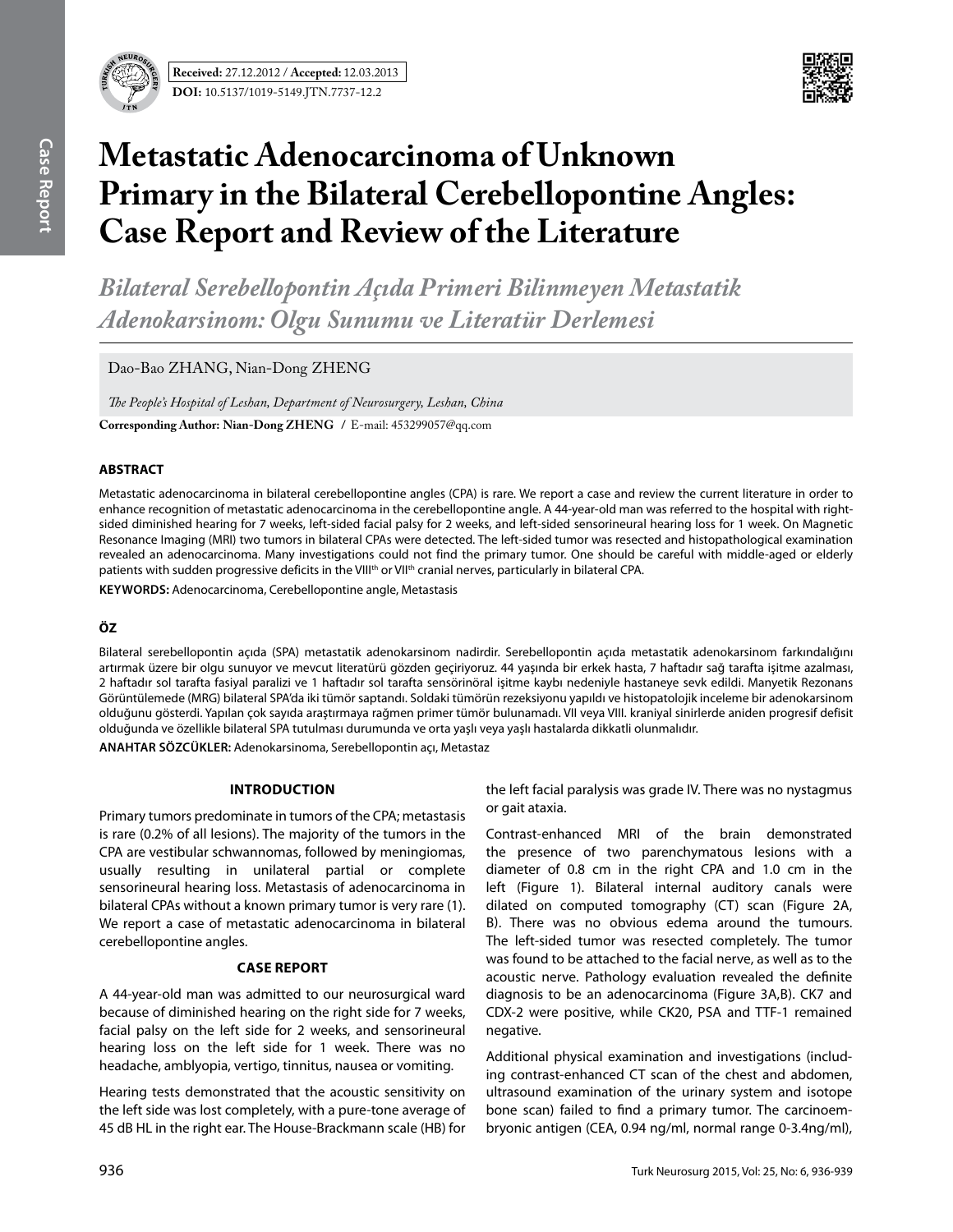**Received:** 27.12.2012 / **Accepted:** 12.03.2013

**DOI:** 10.5137/1019-5149.JTN.7737-12.2

# Metastatic Adenocarcinoma of Unknown Primary in the Bilateral Cerebellopontine Angles: Case Report and Review of the Literature

## *Bilateral Serebellopontin Açıda Primeri Bilinmeyen Metastatik Adenokarsinom: Olgu Sunumu ve Literatür Derlemesi*

Dao-Bao ZHANG, Nian-Dong ZHENG

*The People's Hospital of Leshan, Department of Neurosurgery, Leshan, China*

**Corresponding Author: Nian-Dong ZHENG** / E-mail: 453299057@qq.com

### ABSTRACT

Metastatic adenocarcinoma in bilateral cerebellopontine angles (CPA) is rare. We report a case and review the current literature in order to enhance recognition of metastatic adenocarcinoma in the cerebellopontine angle. A 44-year-old man was referred to the hospital with right-sided diminished hearing for 7 weeks, left-sided facial palsy for 2 weeks, and left-sided sensorineural hearing loss for 1 week. On Magnetic Resonance Imaging (MRI) two tumors in bilateral CPAs were detected. The left-sided tumor was resected and histopathological examination revealed an adenocarcinoma. Many investigations could not find the primary tumor. One should be careful with middle-aged or elderly patients with sudden progressive deficits in the VIII[th] or VII[th] cranial nerves, particularly in bilateral CPA.

**KEYWORDS:** Adenocarcinoma, Cerebellopontine angle, Metastasis

### ÖZ

Bilateral serebellopontin açıda (SPA) metastatik adenokarsinom nadirdir. Serebellopontin açıda metastatik adenokarsinom farkındalığını artırmak üzere bir olgu sunuyor ve mevcut literatürü gözden geçiriyoruz. 44 yaşında bir erkek hasta, 7 haftadır sağ tarafta işitme azalması, 2 haftadır sol tarafta fasiyal paralizi ve 1 haftadır sol tarafta sensörinöral işitme kaybı nedeniyle hastaneye sevk edildi. Manyetik Rezonans Görüntülemede (MRG) bilateral SPA'da iki tümör saptandı. Soldaki tümörün rezeksiyonu yapıldı ve histopatolojik inceleme bir adenokarsinom olduğunu gösterdi. Yapılan çok sayıda araştırmaya rağmen primer tümör bulunamadı. VII veya VIII. kraniyal sinirlerde aniden progresif defisit olduğunda ve özellikle bilateral SPA tutulması durumunda ve orta yaşlı veya yaşlı hastalarda dikkatli olunmalıdır.

**ANAHTAR SÖZCÜKLER:** Adenokarsinoma, Serebellopontin açı, Metastaz

### INTRODUCTION

Primary tumors predominate in tumors of the CPA; metastasis is rare (0.2% of all lesions). The majority of the tumors in the CPA are vestibular schwannomas, followed by meningiomas, usually resulting in unilateral partial or complete sensorineural hearing loss. Metastasis of adenocarcinoma in bilateral CPAs without a known primary tumor is very rare (1). We report a case of metastatic adenocarcinoma in bilateral cerebellopontine angles.

### CASE REPORT

A 44-year-old man was admitted to our neurosurgical ward because of diminished hearing on the right side for 7 weeks, facial palsy on the left side for 2 weeks, and sensorineural hearing loss on the left side for 1 week. There was no headache, amblyopia, vertigo, tinnitus, nausea or vomiting.

Hearing tests demonstrated that the acoustic sensitivity on the left side was lost completely, with a pure-tone average of 45 dB HL in the right ear. The House-Brackmann scale (HB) for the left facial paralysis was grade IV. There was no nystagmus or gait ataxia.

Contrast-enhanced MRI of the brain demonstrated the presence of two parenchymatous lesions with a diameter of 0.8 cm in the right CPA and 1.0 cm in the left (Figure 1). Bilateral internal auditory canals were dilated on computed tomography (CT) scan (Figure 2A, B). There was no obvious edema around the tumours. The left-sided tumor was resected completely. The tumor was found to be attached to the facial nerve, as well as to the acoustic nerve. Pathology evaluation revealed the definite diagnosis to be an adenocarcinoma (Figure 3A,B). CK7 and CDX-2 were positive, while CK20, PSA and TTF-1 remained negative.

Additional physical examination and investigations (including contrast-enhanced CT scan of the chest and abdomen, ultrasound examination of the urinary system and isotope bone scan) failed to find a primary tumor. The carcinoembryonic antigen (CEA, 0.94 ng/ml, normal range 0-3.4ng/ml),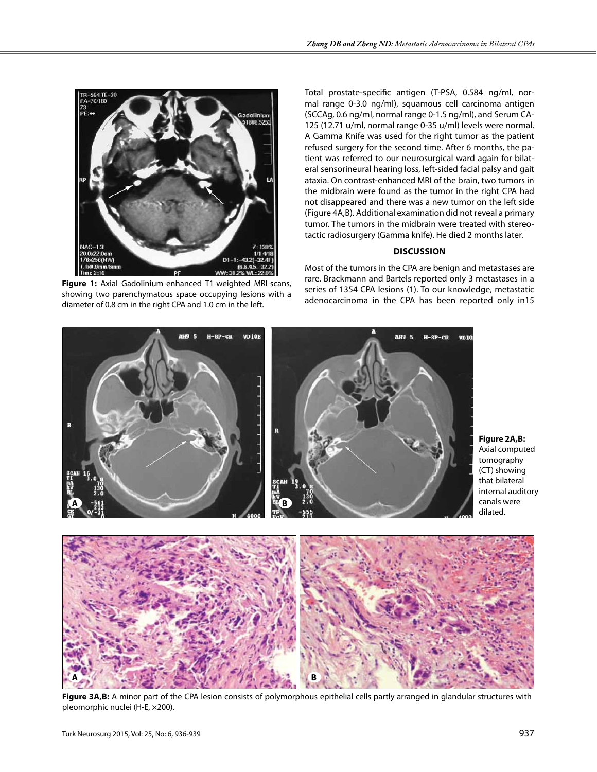**Figure 1:** Axial Gadolinium-enhanced T1-weighted MRI-scans, showing two parenchymatous space occupying lesions with a diameter of 0.8 cm in the right CPA and 1.0 cm in the left.

Total prostate-specific antigen (T-PSA, 0.584 ng/ml, normal range 0-3.0 ng/ml), squamous cell carcinoma antigen (SCCAg, 0.6 ng/ml, normal range 0-1.5 ng/ml), and Serum CA-125 (12.71 u/ml, normal range 0-35 u/ml) levels were normal. A Gamma Knife was used for the right tumor as the patient refused surgery for the second time. After 6 months, the patient was referred to our neurosurgical ward again for bilateral sensorineural hearing loss, left-sided facial palsy and gait ataxia. On contrast-enhanced MRI of the brain, two tumors in the midbrain were found as the tumor in the right CPA had not disappeared and there was a new tumor on the left side (Figure 4A,B). Additional examination did not reveal a primary tumor. The tumors in the midbrain were treated with stereotactic radiosurgery (Gamma knife). He died 2 months later.

## DISCUSSION

Most of the tumors in the CPA are benign and metastases are rare. Brackmann and Bartels reported only 3 metastases in a series of 1354 CPA lesions (1). To our knowledge, metastatic adenocarcinoma in the CPA has been reported only in15

**Figure 2A,B:** Axial computed tomography (CT) showing that bilateral internal auditory canals were dilated.

**Figure 3A,B:** A minor part of the CPA lesion consists of polymorphous epithelial cells partly arranged in glandular structures with pleomorphic nuclei (H-E, ×200).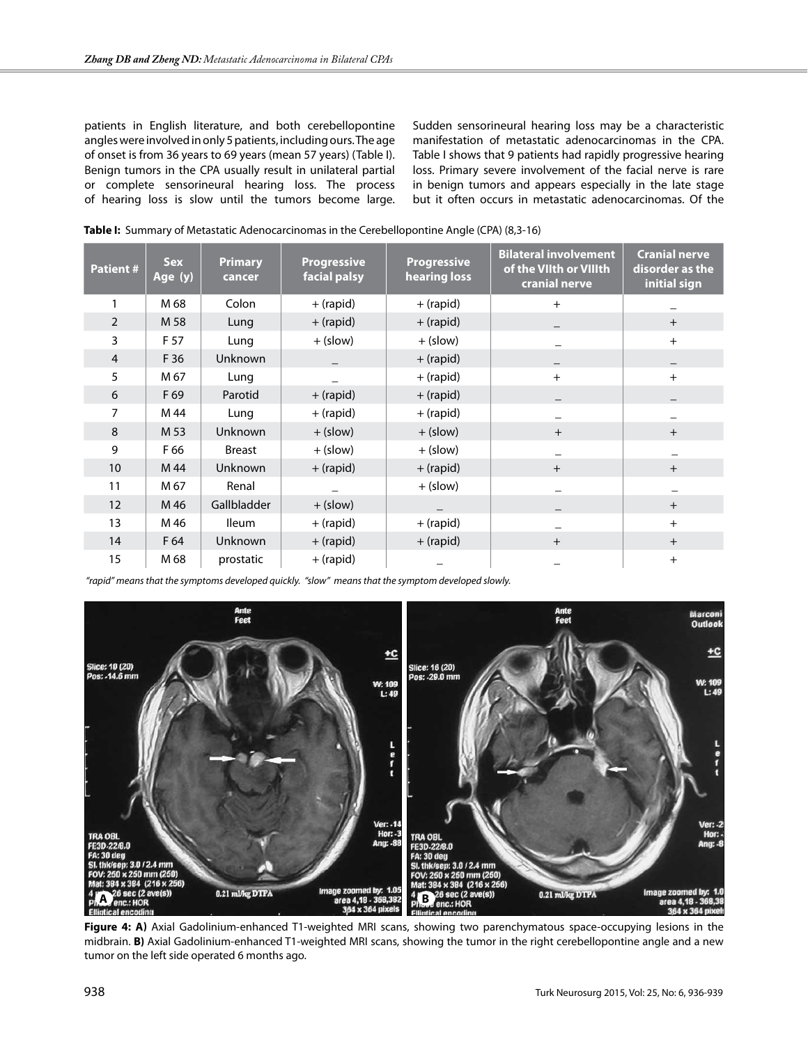patients in English literature, and both cerebellopontine angles were involved in only 5 patients, including ours. The age of onset is from 36 years to 69 years (mean 57 years) (Table I). Benign tumors in the CPA usually result in unilateral partial or complete sensorineural hearing loss. The process of hearing loss is slow until the tumors become large. Sudden sensorineural hearing loss may be a characteristic manifestation of metastatic adenocarcinomas in the CPA. Table I shows that 9 patients had rapidly progressive hearing loss. Primary severe involvement of the facial nerve is rare in benign tumors and appears especially in the late stage but it often occurs in metastatic adenocarcinomas. Of the

**Table I:** Summary of Metastatic Adenocarcinomas in the Cerebellopontine Angle (CPA) (8,3-16)

| Patient # | Sex Age (y) | Primary cancer | Progressive facial palsy | Progressive hearing loss | Bilateral involvement of the VIIth or VIIIth cranial nerve | Cranial nerve disorder as the initial sign |
|---|---|---|---|---|---|---|
| 1 | M 68 | Colon | + (rapid) | + (rapid) | + | _ |
| 2 | M 58 | Lung | + (rapid) | + (rapid) | _ | + |
| 3 | F 57 | Lung | + (slow) | + (slow) | _ | + |
| 4 | F 36 | Unknown | _ | + (rapid) | _ | _ |
| 5 | M 67 | Lung | _ | + (rapid) | + | + |
| 6 | F 69 | Parotid | + (rapid) | + (rapid) | _ | _ |
| 7 | M 44 | Lung | + (rapid) | + (rapid) | _ | _ |
| 8 | M 53 | Unknown | + (slow) | + (slow) | + | + |
| 9 | F 66 | Breast | + (slow) | + (slow) | _ | _ |
| 10 | M 44 | Unknown | + (rapid) | + (rapid) | + | + |
| 11 | M 67 | Renal | _ | + (slow) | _ | _ |
| 12 | M 46 | Gallbladder | + (slow) | _ | _ | + |
| 13 | M 46 | Ileum | + (rapid) | + (rapid) | _ | + |
| 14 | F 64 | Unknown | + (rapid) | + (rapid) | + | + |
| 15 | M 68 | prostatic | + (rapid) | _ | _ | + |

*"rapid" means that the symptoms developed quickly. "slow" means that the symptom developed slowly.*

**Figure 4: A)** Axial Gadolinium-enhanced T1-weighted MRI scans, showing two parenchymatous space-occupying lesions in the midbrain. **B)** Axial Gadolinium-enhanced T1-weighted MRI scans, showing the tumor in the right cerebellopontine angle and a new tumor on the left side operated 6 months ago.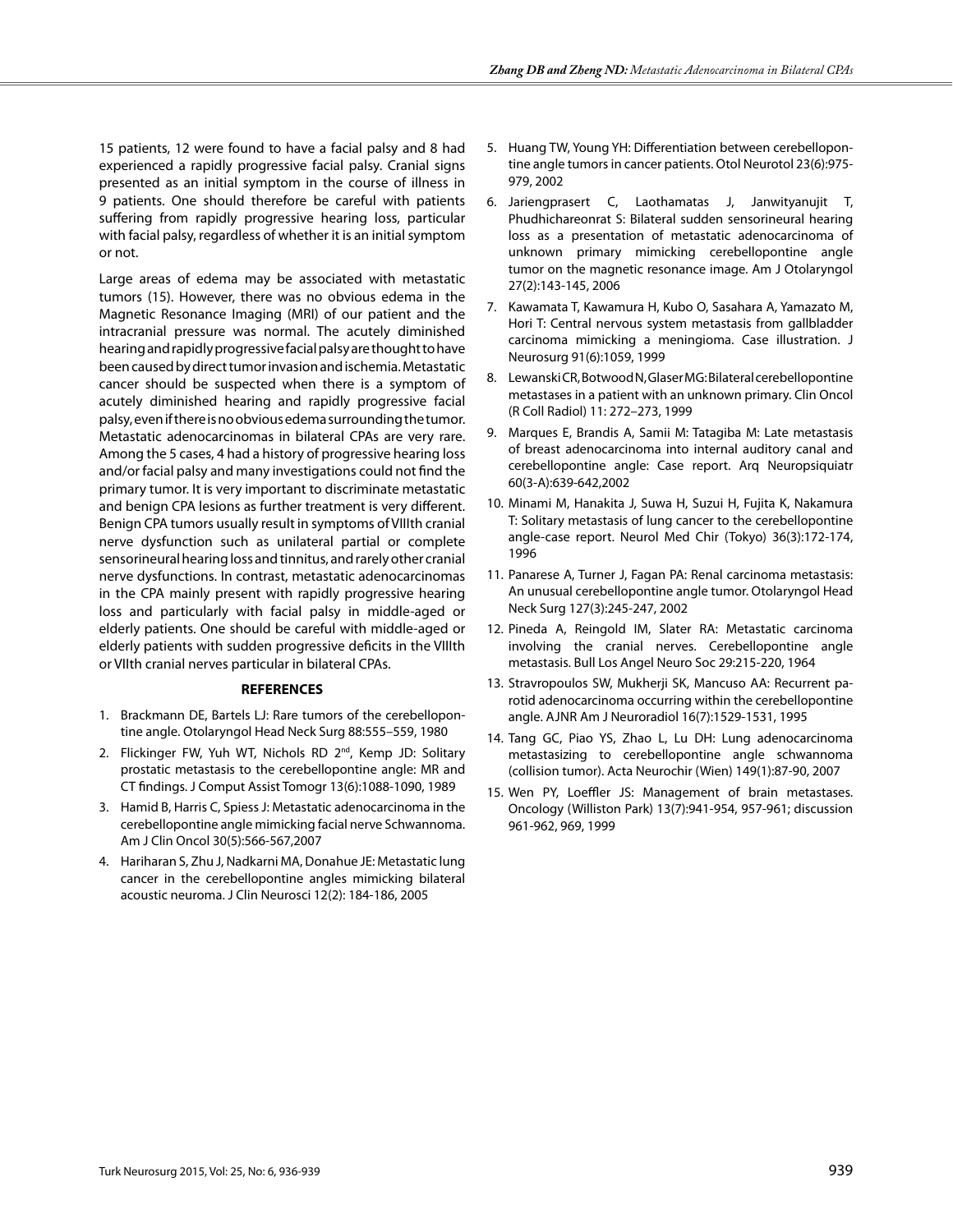15 patients, 12 were found to have a facial palsy and 8 had experienced a rapidly progressive facial palsy. Cranial signs presented as an initial symptom in the course of illness in 9 patients. One should therefore be careful with patients suffering from rapidly progressive hearing loss, particular with facial palsy, regardless of whether it is an initial symptom or not.

Large areas of edema may be associated with metastatic tumors (15). However, there was no obvious edema in the Magnetic Resonance Imaging (MRI) of our patient and the intracranial pressure was normal. The acutely diminished hearing and rapidly progressive facial palsy are thought to have been caused by direct tumor invasion and ischemia. Metastatic cancer should be suspected when there is a symptom of acutely diminished hearing and rapidly progressive facial palsy, even if there is no obvious edema surrounding the tumor. Metastatic adenocarcinomas in bilateral CPAs are very rare. Among the 5 cases, 4 had a history of progressive hearing loss and/or facial palsy and many investigations could not find the primary tumor. It is very important to discriminate metastatic and benign CPA lesions as further treatment is very different. Benign CPA tumors usually result in symptoms of VIIIth cranial nerve dysfunction such as unilateral partial or complete sensorineural hearing loss and tinnitus, and rarely other cranial nerve dysfunctions. In contrast, metastatic adenocarcinomas in the CPA mainly present with rapidly progressive hearing loss and particularly with facial palsy in middle-aged or elderly patients. One should be careful with middle-aged or elderly patients with sudden progressive deficits in the VIIIth or VIIth cranial nerves particular in bilateral CPAs.

## REFERENCES

1. Brackmann DE, Bartels LJ: Rare tumors of the cerebellopontine angle. Otolaryngol Head Neck Surg 88:555–559, 1980
2. Flickinger FW, Yuh WT, Nichols RD 2nd, Kemp JD: Solitary prostatic metastasis to the cerebellopontine angle: MR and CT findings. J Comput Assist Tomogr 13(6):1088-1090, 1989
3. Hamid B, Harris C, Spiess J: Metastatic adenocarcinoma in the cerebellopontine angle mimicking facial nerve Schwannoma. Am J Clin Oncol 30(5):566-567,2007
4. Hariharan S, Zhu J, Nadkarni MA, Donahue JE: Metastatic lung cancer in the cerebellopontine angles mimicking bilateral acoustic neuroma. J Clin Neurosci 12(2): 184-186, 2005
5. Huang TW, Young YH: Differentiation between cerebellopontine angle tumors in cancer patients. Otol Neurotol 23(6):975-979, 2002
6. Jariengprasert C, Laothamatas J, Janwityanujit T, Phudhichareonrat S: Bilateral sudden sensorineural hearing loss as a presentation of metastatic adenocarcinoma of unknown primary mimicking cerebellopontine angle tumor on the magnetic resonance image. Am J Otolaryngol 27(2):143-145, 2006
7. Kawamata T, Kawamura H, Kubo O, Sasahara A, Yamazato M, Hori T: Central nervous system metastasis from gallbladder carcinoma mimicking a meningioma. Case illustration. J Neurosurg 91(6):1059, 1999
8. Lewanski CR, Botwood N, Glaser MG: Bilateral cerebellopontine metastases in a patient with an unknown primary. Clin Oncol (R Coll Radiol) 11: 272–273, 1999
9. Marques E, Brandis A, Samii M: Tatagiba M: Late metastasis of breast adenocarcinoma into internal auditory canal and cerebellopontine angle: Case report. Arq Neuropsiquiatr 60(3-A):639-642,2002
10. Minami M, Hanakita J, Suwa H, Suzui H, Fujita K, Nakamura T: Solitary metastasis of lung cancer to the cerebellopontine angle-case report. Neurol Med Chir (Tokyo) 36(3):172-174, 1996
11. Panarese A, Turner J, Fagan PA: Renal carcinoma metastasis: An unusual cerebellopontine angle tumor. Otolaryngol Head Neck Surg 127(3):245-247, 2002
12. Pineda A, Reingold IM, Slater RA: Metastatic carcinoma involving the cranial nerves. Cerebellopontine angle metastasis. Bull Los Angel Neuro Soc 29:215-220, 1964
13. Stravropoulos SW, Mukherji SK, Mancuso AA: Recurrent parotid adenocarcinoma occurring within the cerebellopontine angle. AJNR Am J Neuroradiol 16(7):1529-1531, 1995
14. Tang GC, Piao YS, Zhao L, Lu DH: Lung adenocarcinoma metastasizing to cerebellopontine angle schwannoma (collision tumor). Acta Neurochir (Wien) 149(1):87-90, 2007
15. Wen PY, Loeffler JS: Management of brain metastases. Oncology (Williston Park) 13(7):941-954, 957-961; discussion 961-962, 969, 1999